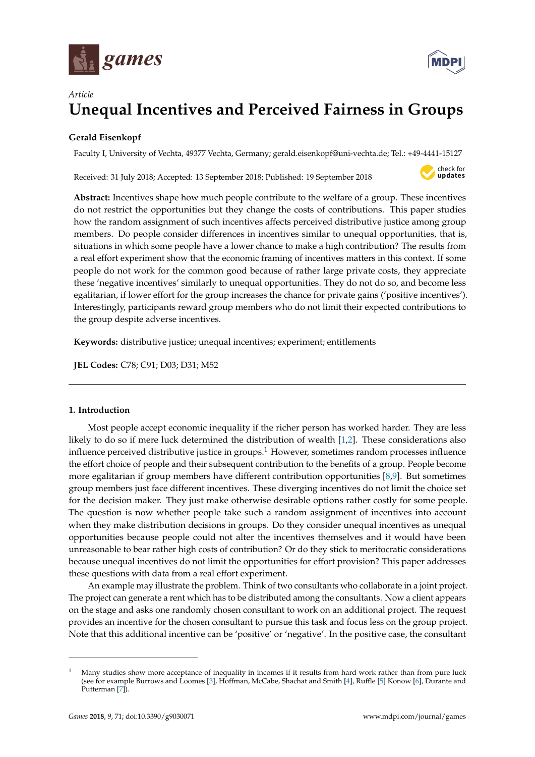*Article*

# Unequal Incentives and Perceived Fairness in Groups

**Gerald Eisenkopf**

Faculty I, University of Vechta, 49377 Vechta, Germany; gerald.eisenkopf@uni-vechta.de; Tel.: +49-4441-15127

Received: 31 July 2018; Accepted: 13 September 2018; Published: 19 September 2018

**Abstract:** Incentives shape how much people contribute to the welfare of a group. These incentives do not restrict the opportunities but they change the costs of contributions. This paper studies how the random assignment of such incentives affects perceived distributive justice among group members. Do people consider differences in incentives similar to unequal opportunities, that is, situations in which some people have a lower chance to make a high contribution? The results from a real effort experiment show that the economic framing of incentives matters in this context. If some people do not work for the common good because of rather large private costs, they appreciate these 'negative incentives' similarly to unequal opportunities. They do not do so, and become less egalitarian, if lower effort for the group increases the chance for private gains ('positive incentives'). Interestingly, participants reward group members who do not limit their expected contributions to the group despite adverse incentives.

**Keywords:** distributive justice; unequal incentives; experiment; entitlements

**JEL Codes:** C78; C91; D03; D31; M52

## 1. Introduction

Most people accept economic inequality if the richer person has worked harder. They are less likely to do so if mere luck determined the distribution of wealth [1,2]. These considerations also influence perceived distributive justice in groups.[1] However, sometimes random processes influence the effort choice of people and their subsequent contribution to the benefits of a group. People become more egalitarian if group members have different contribution opportunities [8,9]. But sometimes group members just face different incentives. These diverging incentives do not limit the choice set for the decision maker. They just make otherwise desirable options rather costly for some people. The question is now whether people take such a random assignment of incentives into account when they make distribution decisions in groups. Do they consider unequal incentives as unequal opportunities because people could not alter the incentives themselves and it would have been unreasonable to bear rather high costs of contribution? Or do they stick to meritocratic considerations because unequal incentives do not limit the opportunities for effort provision? This paper addresses these questions with data from a real effort experiment.

An example may illustrate the problem. Think of two consultants who collaborate in a joint project. The project can generate a rent which has to be distributed among the consultants. Now a client appears on the stage and asks one randomly chosen consultant to work on an additional project. The request provides an incentive for the chosen consultant to pursue this task and focus less on the group project. Note that this additional incentive can be 'positive' or 'negative'. In the positive case, the consultant

---

[1] Many studies show more acceptance of inequality in incomes if it results from hard work rather than from pure luck (see for example Burrows and Loomes [3], Hoffman, McCabe, Shachat and Smith [4], Ruffle [5] Konow [6], Durante and Putterman [7]).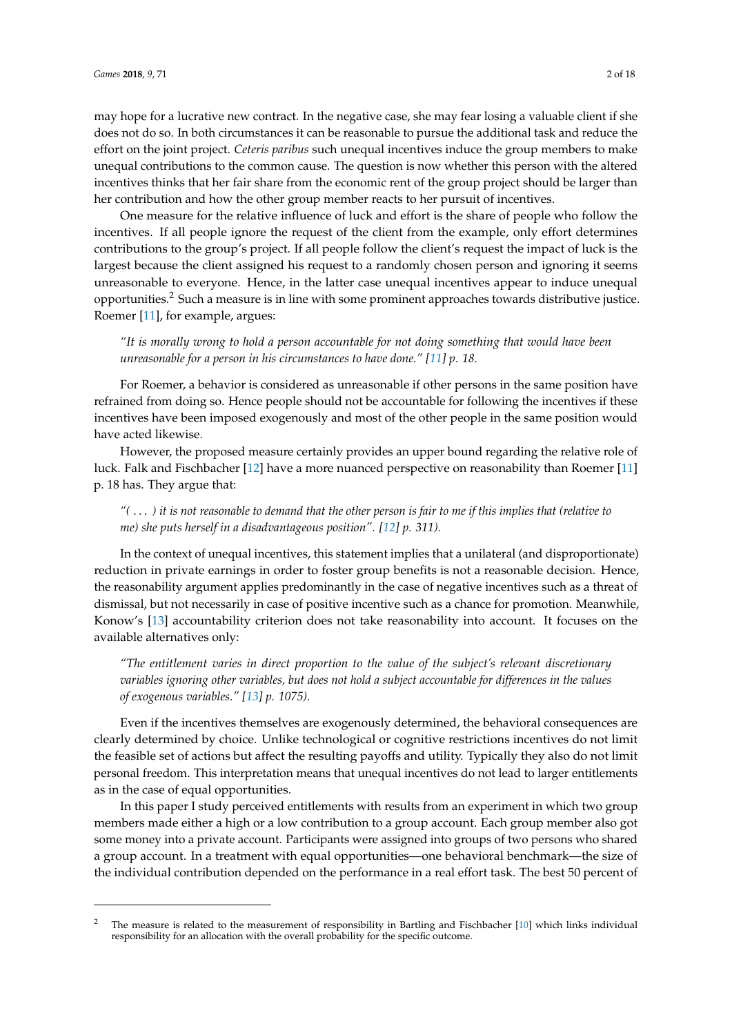may hope for a lucrative new contract. In the negative case, she may fear losing a valuable client if she does not do so. In both circumstances it can be reasonable to pursue the additional task and reduce the effort on the joint project. *Ceteris paribus* such unequal incentives induce the group members to make unequal contributions to the common cause. The question is now whether this person with the altered incentives thinks that her fair share from the economic rent of the group project should be larger than her contribution and how the other group member reacts to her pursuit of incentives.

One measure for the relative influence of luck and effort is the share of people who follow the incentives. If all people ignore the request of the client from the example, only effort determines contributions to the group's project. If all people follow the client's request the impact of luck is the largest because the client assigned his request to a randomly chosen person and ignoring it seems unreasonable to everyone. Hence, in the latter case unequal incentives appear to induce unequal opportunities.[2] Such a measure is in line with some prominent approaches towards distributive justice. Roemer [11], for example, argues:

> *"It is morally wrong to hold a person accountable for not doing something that would have been unreasonable for a person in his circumstances to have done." [11] p. 18.*

For Roemer, a behavior is considered as unreasonable if other persons in the same position have refrained from doing so. Hence people should not be accountable for following the incentives if these incentives have been imposed exogenously and most of the other people in the same position would have acted likewise.

However, the proposed measure certainly provides an upper bound regarding the relative role of luck. Falk and Fischbacher [12] have a more nuanced perspective on reasonability than Roemer [11] p. 18 has. They argue that:

> *"( ... ) it is not reasonable to demand that the other person is fair to me if this implies that (relative to me) she puts herself in a disadvantageous position". [12] p. 311).*

In the context of unequal incentives, this statement implies that a unilateral (and disproportionate) reduction in private earnings in order to foster group benefits is not a reasonable decision. Hence, the reasonability argument applies predominantly in the case of negative incentives such as a threat of dismissal, but not necessarily in case of positive incentive such as a chance for promotion. Meanwhile, Konow's [13] accountability criterion does not take reasonability into account. It focuses on the available alternatives only:

> *"The entitlement varies in direct proportion to the value of the subject's relevant discretionary variables ignoring other variables, but does not hold a subject accountable for differences in the values of exogenous variables." [13] p. 1075).*

Even if the incentives themselves are exogenously determined, the behavioral consequences are clearly determined by choice. Unlike technological or cognitive restrictions incentives do not limit the feasible set of actions but affect the resulting payoffs and utility. Typically they also do not limit personal freedom. This interpretation means that unequal incentives do not lead to larger entitlements as in the case of equal opportunities.

In this paper I study perceived entitlements with results from an experiment in which two group members made either a high or a low contribution to a group account. Each group member also got some money into a private account. Participants were assigned into groups of two persons who shared a group account. In a treatment with equal opportunities—one behavioral benchmark—the size of the individual contribution depended on the performance in a real effort task. The best 50 percent of

---

[2] The measure is related to the measurement of responsibility in Bartling and Fischbacher [10] which links individual responsibility for an allocation with the overall probability for the specific outcome.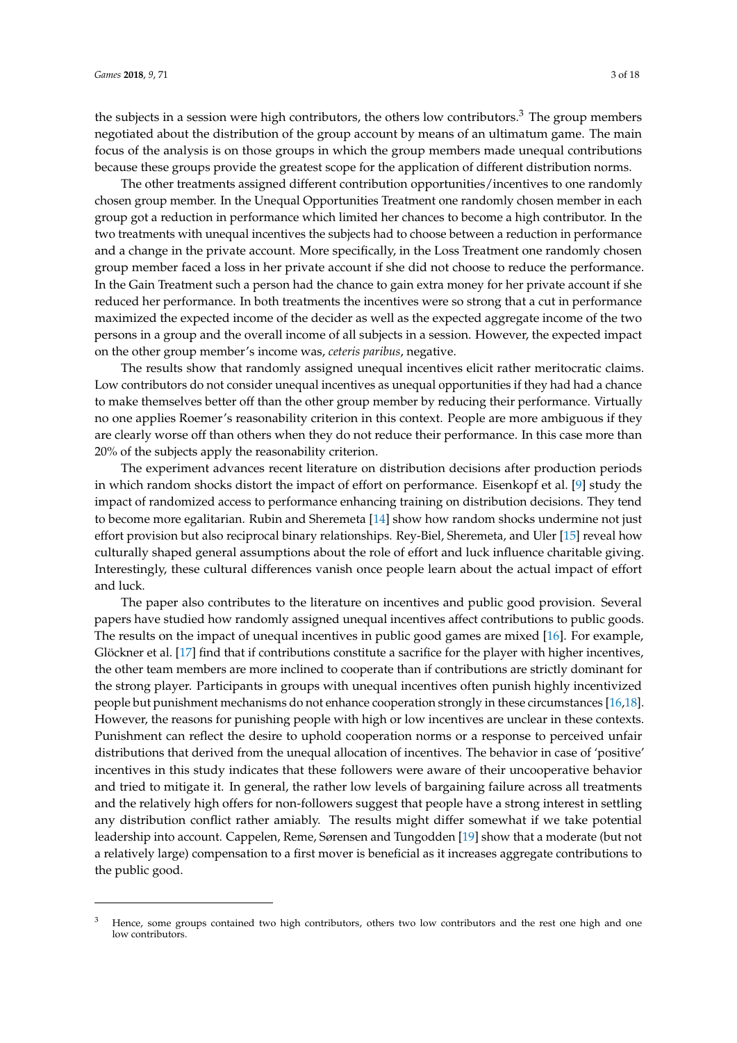the subjects in a session were high contributors, the others low contributors.[3] The group members negotiated about the distribution of the group account by means of an ultimatum game. The main focus of the analysis is on those groups in which the group members made unequal contributions because these groups provide the greatest scope for the application of different distribution norms.

The other treatments assigned different contribution opportunities/incentives to one randomly chosen group member. In the Unequal Opportunities Treatment one randomly chosen member in each group got a reduction in performance which limited her chances to become a high contributor. In the two treatments with unequal incentives the subjects had to choose between a reduction in performance and a change in the private account. More specifically, in the Loss Treatment one randomly chosen group member faced a loss in her private account if she did not choose to reduce the performance. In the Gain Treatment such a person had the chance to gain extra money for her private account if she reduced her performance. In both treatments the incentives were so strong that a cut in performance maximized the expected income of the decider as well as the expected aggregate income of the two persons in a group and the overall income of all subjects in a session. However, the expected impact on the other group member's income was, *ceteris paribus*, negative.

The results show that randomly assigned unequal incentives elicit rather meritocratic claims. Low contributors do not consider unequal incentives as unequal opportunities if they had had a chance to make themselves better off than the other group member by reducing their performance. Virtually no one applies Roemer's reasonability criterion in this context. People are more ambiguous if they are clearly worse off than others when they do not reduce their performance. In this case more than 20% of the subjects apply the reasonability criterion.

The experiment advances recent literature on distribution decisions after production periods in which random shocks distort the impact of effort on performance. Eisenkopf et al. [9] study the impact of randomized access to performance enhancing training on distribution decisions. They tend to become more egalitarian. Rubin and Sheremeta [14] show how random shocks undermine not just effort provision but also reciprocal binary relationships. Rey-Biel, Sheremeta, and Uler [15] reveal how culturally shaped general assumptions about the role of effort and luck influence charitable giving. Interestingly, these cultural differences vanish once people learn about the actual impact of effort and luck.

The paper also contributes to the literature on incentives and public good provision. Several papers have studied how randomly assigned unequal incentives affect contributions to public goods. The results on the impact of unequal incentives in public good games are mixed [16]. For example, Glöckner et al. [17] find that if contributions constitute a sacrifice for the player with higher incentives, the other team members are more inclined to cooperate than if contributions are strictly dominant for the strong player. Participants in groups with unequal incentives often punish highly incentivized people but punishment mechanisms do not enhance cooperation strongly in these circumstances [16,18]. However, the reasons for punishing people with high or low incentives are unclear in these contexts. Punishment can reflect the desire to uphold cooperation norms or a response to perceived unfair distributions that derived from the unequal allocation of incentives. The behavior in case of 'positive' incentives in this study indicates that these followers were aware of their uncooperative behavior and tried to mitigate it. In general, the rather low levels of bargaining failure across all treatments and the relatively high offers for non-followers suggest that people have a strong interest in settling any distribution conflict rather amiably. The results might differ somewhat if we take potential leadership into account. Cappelen, Reme, Sørensen and Tungodden [19] show that a moderate (but not a relatively large) compensation to a first mover is beneficial as it increases aggregate contributions to the public good.

---

[3] Hence, some groups contained two high contributors, others two low contributors and the rest one high and one low contributors.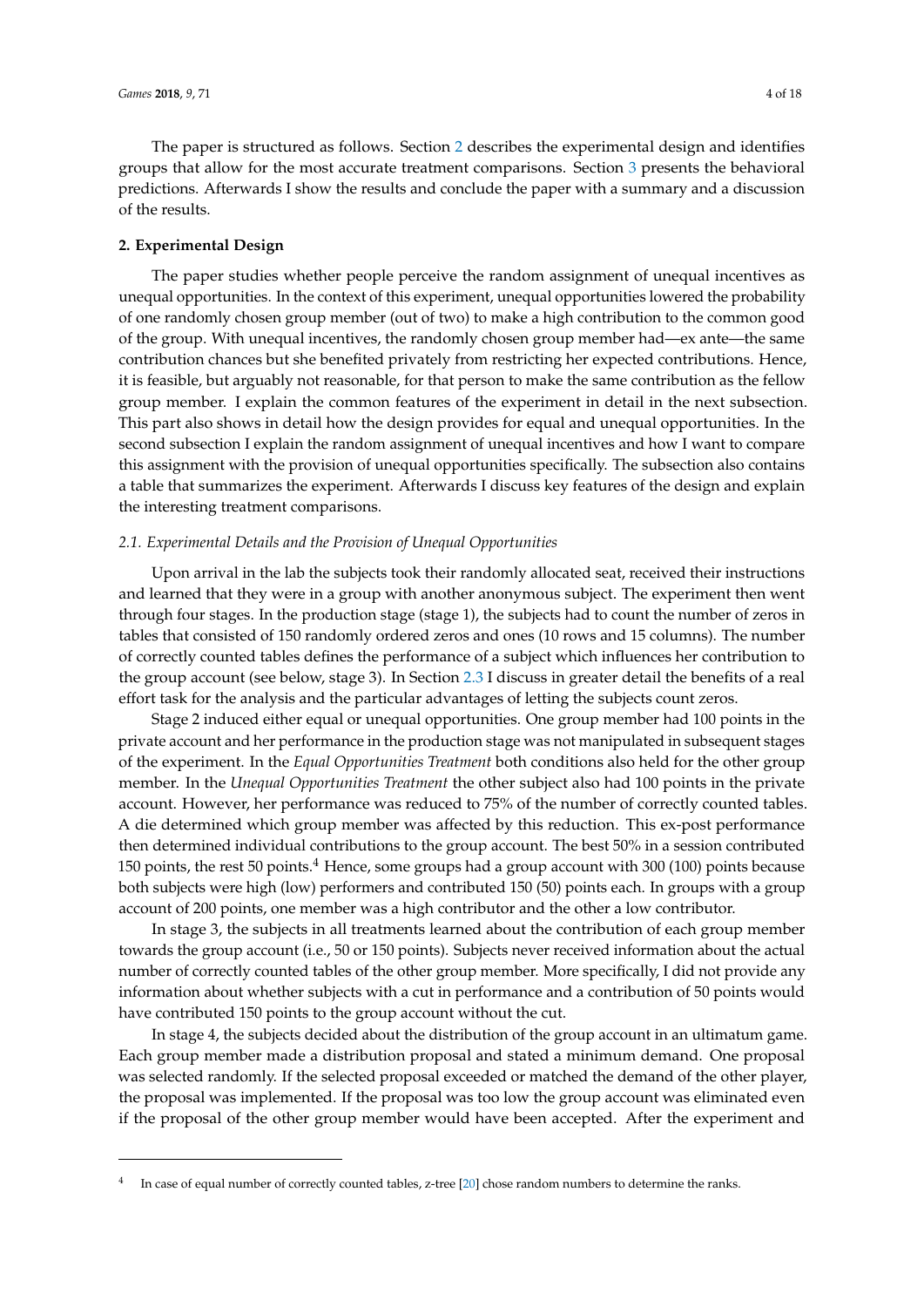The paper is structured as follows. Section 2 describes the experimental design and identifies groups that allow for the most accurate treatment comparisons. Section 3 presents the behavioral predictions. Afterwards I show the results and conclude the paper with a summary and a discussion of the results.

## 2. Experimental Design

The paper studies whether people perceive the random assignment of unequal incentives as unequal opportunities. In the context of this experiment, unequal opportunities lowered the probability of one randomly chosen group member (out of two) to make a high contribution to the common good of the group. With unequal incentives, the randomly chosen group member had—ex ante—the same contribution chances but she benefited privately from restricting her expected contributions. Hence, it is feasible, but arguably not reasonable, for that person to make the same contribution as the fellow group member. I explain the common features of the experiment in detail in the next subsection. This part also shows in detail how the design provides for equal and unequal opportunities. In the second subsection I explain the random assignment of unequal incentives and how I want to compare this assignment with the provision of unequal opportunities specifically. The subsection also contains a table that summarizes the experiment. Afterwards I discuss key features of the design and explain the interesting treatment comparisons.

### *2.1. Experimental Details and the Provision of Unequal Opportunities*

Upon arrival in the lab the subjects took their randomly allocated seat, received their instructions and learned that they were in a group with another anonymous subject. The experiment then went through four stages. In the production stage (stage 1), the subjects had to count the number of zeros in tables that consisted of 150 randomly ordered zeros and ones (10 rows and 15 columns). The number of correctly counted tables defines the performance of a subject which influences her contribution to the group account (see below, stage 3). In Section 2.3 I discuss in greater detail the benefits of a real effort task for the analysis and the particular advantages of letting the subjects count zeros.

Stage 2 induced either equal or unequal opportunities. One group member had 100 points in the private account and her performance in the production stage was not manipulated in subsequent stages of the experiment. In the *Equal Opportunities Treatment* both conditions also held for the other group member. In the *Unequal Opportunities Treatment* the other subject also had 100 points in the private account. However, her performance was reduced to 75% of the number of correctly counted tables. A die determined which group member was affected by this reduction. This ex-post performance then determined individual contributions to the group account. The best 50% in a session contributed 150 points, the rest 50 points.[4] Hence, some groups had a group account with 300 (100) points because both subjects were high (low) performers and contributed 150 (50) points each. In groups with a group account of 200 points, one member was a high contributor and the other a low contributor.

In stage 3, the subjects in all treatments learned about the contribution of each group member towards the group account (i.e., 50 or 150 points). Subjects never received information about the actual number of correctly counted tables of the other group member. More specifically, I did not provide any information about whether subjects with a cut in performance and a contribution of 50 points would have contributed 150 points to the group account without the cut.

In stage 4, the subjects decided about the distribution of the group account in an ultimatum game. Each group member made a distribution proposal and stated a minimum demand. One proposal was selected randomly. If the selected proposal exceeded or matched the demand of the other player, the proposal was implemented. If the proposal was too low the group account was eliminated even if the proposal of the other group member would have been accepted. After the experiment and

[4] In case of equal number of correctly counted tables, z-tree [20] chose random numbers to determine the ranks.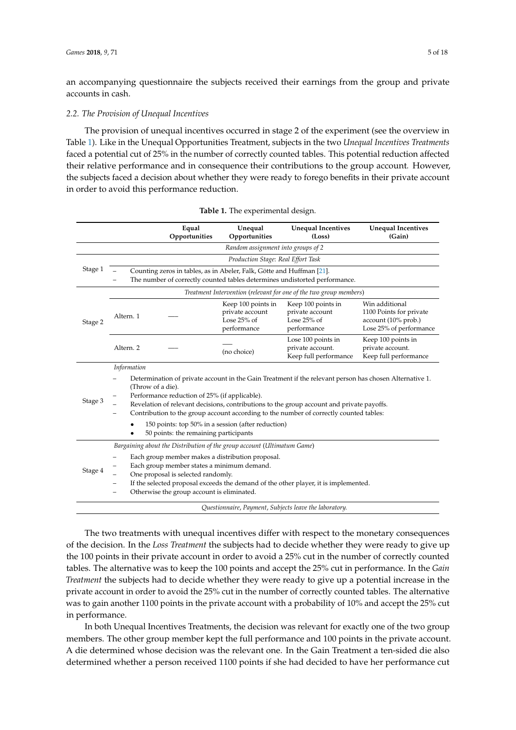an accompanying questionnaire the subjects received their earnings from the group and private accounts in cash.

### 2.2. The Provision of Unequal Incentives

The provision of unequal incentives occurred in stage 2 of the experiment (see the overview in Table 1). Like in the Unequal Opportunities Treatment, subjects in the two *Unequal Incentives Treatments* faced a potential cut of 25% in the number of correctly counted tables. This potential reduction affected their relative performance and in consequence their contributions to the group account. However, the subjects faced a decision about whether they were ready to forego benefits in their private account in order to avoid this performance reduction.

**Table 1.** The experimental design.

| | | Equal Opportunities | Unequal Opportunities | Unequal Incentives (Loss) | Unequal Incentives (Gain) |
|---|---|---|---|---|---|
| | *Random assignment into groups of 2* | | | | |
| | *Production Stage: Real Effort Task* | | | | |
| Stage 1 | – Counting zeros in tables, as in Abeler, Falk, Götte and Huffman [21].<br>– The number of correctly counted tables determines undistorted performance. | | | | |
| | *Treatment Intervention (relevant for one of the two group members)* | | | | |
| Stage 2 | Altern. 1 | — | Keep 100 points in private account Lose 25% of performance | Keep 100 points in private account Lose 25% of performance | Win additional 1100 Points for private account (10% prob.) Lose 25% of performance |
| | Altern. 2 | — | — (no choice) | Lose 100 points in private account. Keep full performance | Keep 100 points in private account. Keep full performance |
| Stage 3 | *Information*<br>– Determination of private account in the Gain Treatment if the relevant person has chosen Alternative 1. (Throw of a die).<br>– Performance reduction of 25% (if applicable).<br>– Revelation of relevant decisions, contributions to the group account and private payoffs.<br>– Contribution to the group account according to the number of correctly counted tables:<br>• 150 points: top 50% in a session (after reduction)<br>• 50 points: the remaining participants | | | | |
| Stage 4 | *Bargaining about the Distribution of the group account (Ultimatum Game)*<br>– Each group member makes a distribution proposal.<br>– Each group member states a minimum demand.<br>– One proposal is selected randomly.<br>– If the selected proposal exceeds the demand of the other player, it is implemented.<br>– Otherwise the group account is eliminated. | | | | |
| | *Questionnaire, Payment, Subjects leave the laboratory.* | | | | |

The two treatments with unequal incentives differ with respect to the monetary consequences of the decision. In the *Loss Treatment* the subjects had to decide whether they were ready to give up the 100 points in their private account in order to avoid a 25% cut in the number of correctly counted tables. The alternative was to keep the 100 points and accept the 25% cut in performance. In the *Gain Treatment* the subjects had to decide whether they were ready to give up a potential increase in the private account in order to avoid the 25% cut in the number of correctly counted tables. The alternative was to gain another 1100 points in the private account with a probability of 10% and accept the 25% cut in performance.

In both Unequal Incentives Treatments, the decision was relevant for exactly one of the two group members. The other group member kept the full performance and 100 points in the private account. A die determined whose decision was the relevant one. In the Gain Treatment a ten-sided die also determined whether a person received 1100 points if she had decided to have her performance cut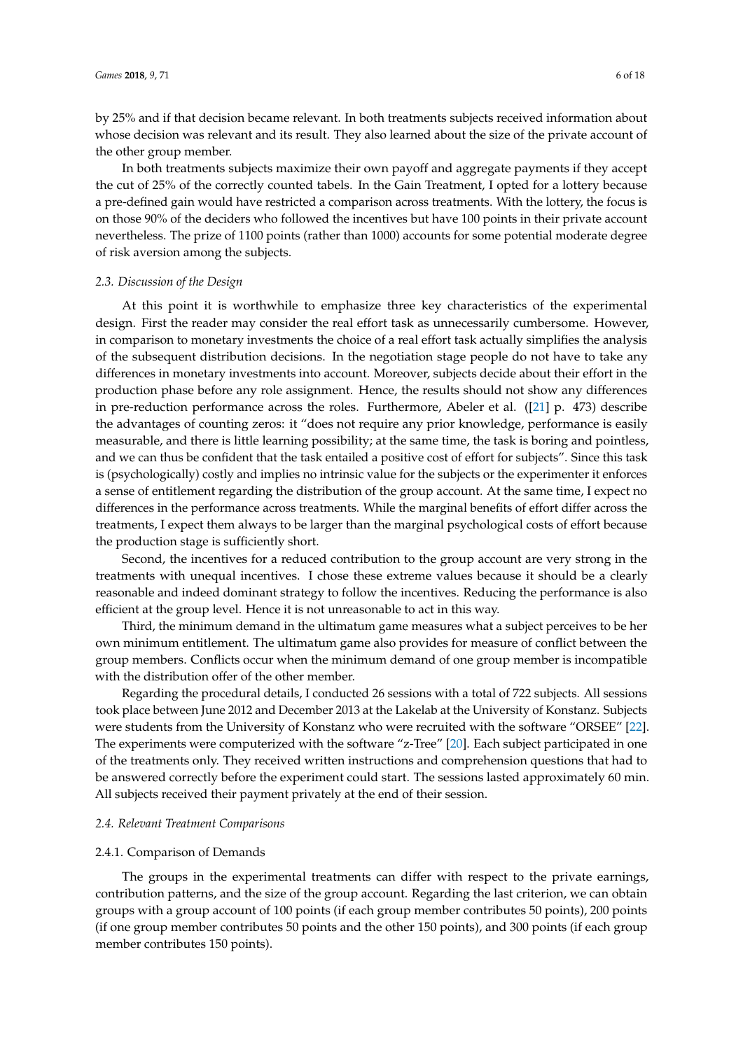by 25% and if that decision became relevant. In both treatments subjects received information about whose decision was relevant and its result. They also learned about the size of the private account of the other group member.

In both treatments subjects maximize their own payoff and aggregate payments if they accept the cut of 25% of the correctly counted tabels. In the Gain Treatment, I opted for a lottery because a pre-defined gain would have restricted a comparison across treatments. With the lottery, the focus is on those 90% of the deciders who followed the incentives but have 100 points in their private account nevertheless. The prize of 1100 points (rather than 1000) accounts for some potential moderate degree of risk aversion among the subjects.

### *2.3. Discussion of the Design*

At this point it is worthwhile to emphasize three key characteristics of the experimental design. First the reader may consider the real effort task as unnecessarily cumbersome. However, in comparison to monetary investments the choice of a real effort task actually simplifies the analysis of the subsequent distribution decisions. In the negotiation stage people do not have to take any differences in monetary investments into account. Moreover, subjects decide about their effort in the production phase before any role assignment. Hence, the results should not show any differences in pre-reduction performance across the roles. Furthermore, Abeler et al. ([21] p. 473) describe the advantages of counting zeros: it "does not require any prior knowledge, performance is easily measurable, and there is little learning possibility; at the same time, the task is boring and pointless, and we can thus be confident that the task entailed a positive cost of effort for subjects". Since this task is (psychologically) costly and implies no intrinsic value for the subjects or the experimenter it enforces a sense of entitlement regarding the distribution of the group account. At the same time, I expect no differences in the performance across treatments. While the marginal benefits of effort differ across the treatments, I expect them always to be larger than the marginal psychological costs of effort because the production stage is sufficiently short.

Second, the incentives for a reduced contribution to the group account are very strong in the treatments with unequal incentives. I chose these extreme values because it should be a clearly reasonable and indeed dominant strategy to follow the incentives. Reducing the performance is also efficient at the group level. Hence it is not unreasonable to act in this way.

Third, the minimum demand in the ultimatum game measures what a subject perceives to be her own minimum entitlement. The ultimatum game also provides for measure of conflict between the group members. Conflicts occur when the minimum demand of one group member is incompatible with the distribution offer of the other member.

Regarding the procedural details, I conducted 26 sessions with a total of 722 subjects. All sessions took place between June 2012 and December 2013 at the Lakelab at the University of Konstanz. Subjects were students from the University of Konstanz who were recruited with the software "ORSEE" [22]. The experiments were computerized with the software "z-Tree" [20]. Each subject participated in one of the treatments only. They received written instructions and comprehension questions that had to be answered correctly before the experiment could start. The sessions lasted approximately 60 min. All subjects received their payment privately at the end of their session.

### *2.4. Relevant Treatment Comparisons*

#### 2.4.1. Comparison of Demands

The groups in the experimental treatments can differ with respect to the private earnings, contribution patterns, and the size of the group account. Regarding the last criterion, we can obtain groups with a group account of 100 points (if each group member contributes 50 points), 200 points (if one group member contributes 50 points and the other 150 points), and 300 points (if each group member contributes 150 points).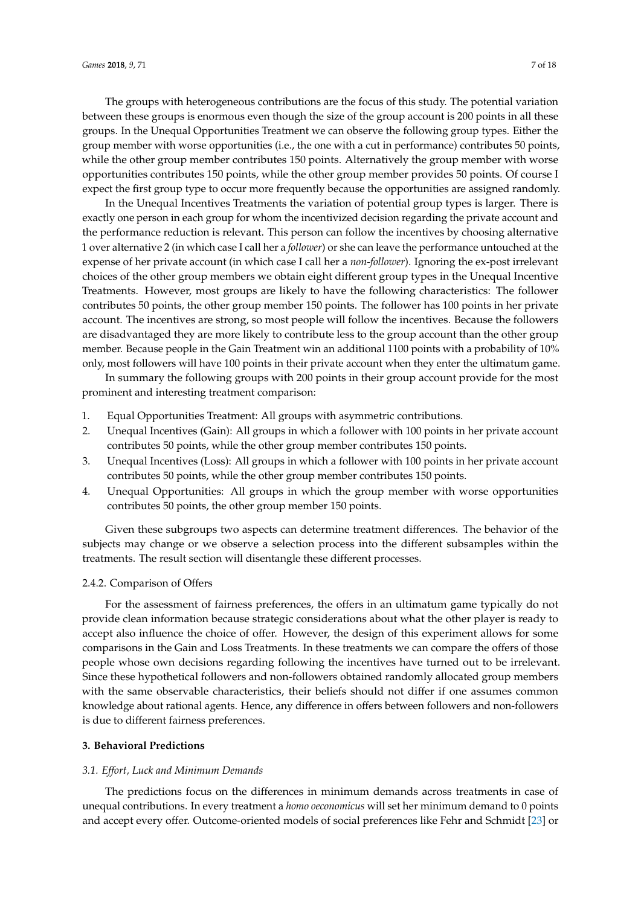The groups with heterogeneous contributions are the focus of this study. The potential variation between these groups is enormous even though the size of the group account is 200 points in all these groups. In the Unequal Opportunities Treatment we can observe the following group types. Either the group member with worse opportunities (i.e., the one with a cut in performance) contributes 50 points, while the other group member contributes 150 points. Alternatively the group member with worse opportunities contributes 150 points, while the other group member provides 50 points. Of course I expect the first group type to occur more frequently because the opportunities are assigned randomly.

In the Unequal Incentives Treatments the variation of potential group types is larger. There is exactly one person in each group for whom the incentivized decision regarding the private account and the performance reduction is relevant. This person can follow the incentives by choosing alternative 1 over alternative 2 (in which case I call her a *follower*) or she can leave the performance untouched at the expense of her private account (in which case I call her a *non-follower*). Ignoring the ex-post irrelevant choices of the other group members we obtain eight different group types in the Unequal Incentive Treatments. However, most groups are likely to have the following characteristics: The follower contributes 50 points, the other group member 150 points. The follower has 100 points in her private account. The incentives are strong, so most people will follow the incentives. Because the followers are disadvantaged they are more likely to contribute less to the group account than the other group member. Because people in the Gain Treatment win an additional 1100 points with a probability of 10% only, most followers will have 100 points in their private account when they enter the ultimatum game.

In summary the following groups with 200 points in their group account provide for the most prominent and interesting treatment comparison:

1. Equal Opportunities Treatment: All groups with asymmetric contributions.
2. Unequal Incentives (Gain): All groups in which a follower with 100 points in her private account contributes 50 points, while the other group member contributes 150 points.
3. Unequal Incentives (Loss): All groups in which a follower with 100 points in her private account contributes 50 points, while the other group member contributes 150 points.
4. Unequal Opportunities: All groups in which the group member with worse opportunities contributes 50 points, the other group member 150 points.

Given these subgroups two aspects can determine treatment differences. The behavior of the subjects may change or we observe a selection process into the different subsamples within the treatments. The result section will disentangle these different processes.

2.4.2. Comparison of Offers

For the assessment of fairness preferences, the offers in an ultimatum game typically do not provide clean information because strategic considerations about what the other player is ready to accept also influence the choice of offer. However, the design of this experiment allows for some comparisons in the Gain and Loss Treatments. In these treatments we can compare the offers of those people whose own decisions regarding following the incentives have turned out to be irrelevant. Since these hypothetical followers and non-followers obtained randomly allocated group members with the same observable characteristics, their beliefs should not differ if one assumes common knowledge about rational agents. Hence, any difference in offers between followers and non-followers is due to different fairness preferences.

## 3. Behavioral Predictions

### *3.1. Effort, Luck and Minimum Demands*

The predictions focus on the differences in minimum demands across treatments in case of unequal contributions. In every treatment a *homo oeconomicus* will set her minimum demand to 0 points and accept every offer. Outcome-oriented models of social preferences like Fehr and Schmidt [23] or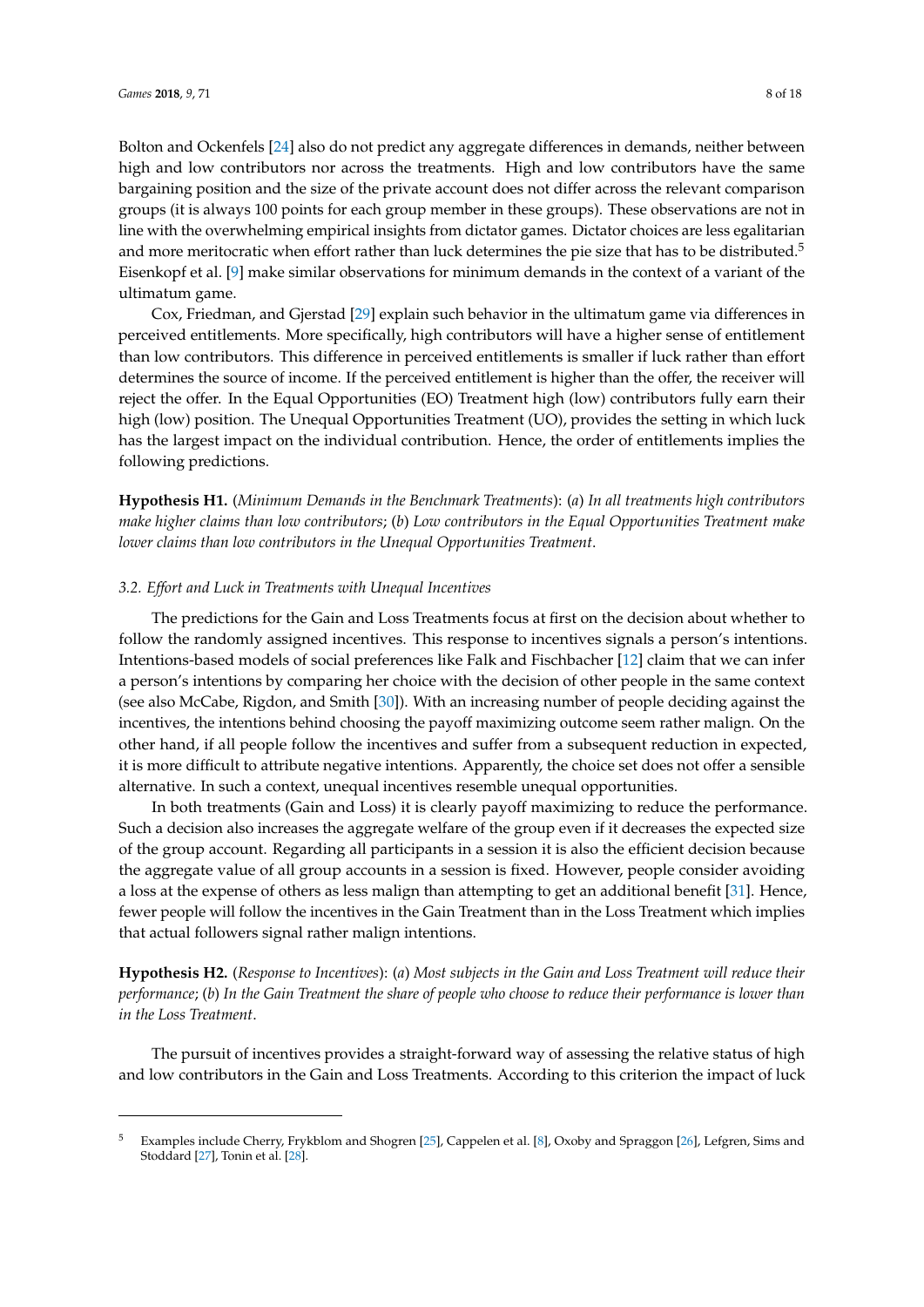Bolton and Ockenfels [24] also do not predict any aggregate differences in demands, neither between high and low contributors nor across the treatments. High and low contributors have the same bargaining position and the size of the private account does not differ across the relevant comparison groups (it is always 100 points for each group member in these groups). These observations are not in line with the overwhelming empirical insights from dictator games. Dictator choices are less egalitarian and more meritocratic when effort rather than luck determines the pie size that has to be distributed.[5] Eisenkopf et al. [9] make similar observations for minimum demands in the context of a variant of the ultimatum game.

Cox, Friedman, and Gjerstad [29] explain such behavior in the ultimatum game via differences in perceived entitlements. More specifically, high contributors will have a higher sense of entitlement than low contributors. This difference in perceived entitlements is smaller if luck rather than effort determines the source of income. If the perceived entitlement is higher than the offer, the receiver will reject the offer. In the Equal Opportunities (EO) Treatment high (low) contributors fully earn their high (low) position. The Unequal Opportunities Treatment (UO), provides the setting in which luck has the largest impact on the individual contribution. Hence, the order of entitlements implies the following predictions.

**Hypothesis H1.** (*Minimum Demands in the Benchmark Treatments*): (*a*) *In all treatments high contributors make higher claims than low contributors*; (*b*) *Low contributors in the Equal Opportunities Treatment make lower claims than low contributors in the Unequal Opportunities Treatment*.

### 3.2. Effort and Luck in Treatments with Unequal Incentives

The predictions for the Gain and Loss Treatments focus at first on the decision about whether to follow the randomly assigned incentives. This response to incentives signals a person's intentions. Intentions-based models of social preferences like Falk and Fischbacher [12] claim that we can infer a person's intentions by comparing her choice with the decision of other people in the same context (see also McCabe, Rigdon, and Smith [30]). With an increasing number of people deciding against the incentives, the intentions behind choosing the payoff maximizing outcome seem rather malign. On the other hand, if all people follow the incentives and suffer from a subsequent reduction in expected, it is more difficult to attribute negative intentions. Apparently, the choice set does not offer a sensible alternative. In such a context, unequal incentives resemble unequal opportunities.

In both treatments (Gain and Loss) it is clearly payoff maximizing to reduce the performance. Such a decision also increases the aggregate welfare of the group even if it decreases the expected size of the group account. Regarding all participants in a session it is also the efficient decision because the aggregate value of all group accounts in a session is fixed. However, people consider avoiding a loss at the expense of others as less malign than attempting to get an additional benefit [31]. Hence, fewer people will follow the incentives in the Gain Treatment than in the Loss Treatment which implies that actual followers signal rather malign intentions.

**Hypothesis H2.** (*Response to Incentives*): (*a*) *Most subjects in the Gain and Loss Treatment will reduce their performance*; (*b*) *In the Gain Treatment the share of people who choose to reduce their performance is lower than in the Loss Treatment*.

The pursuit of incentives provides a straight-forward way of assessing the relative status of high and low contributors in the Gain and Loss Treatments. According to this criterion the impact of luck

---

[5] Examples include Cherry, Frykblom and Shogren [25], Cappelen et al. [8], Oxoby and Spraggon [26], Lefgren, Sims and Stoddard [27], Tonin et al. [28].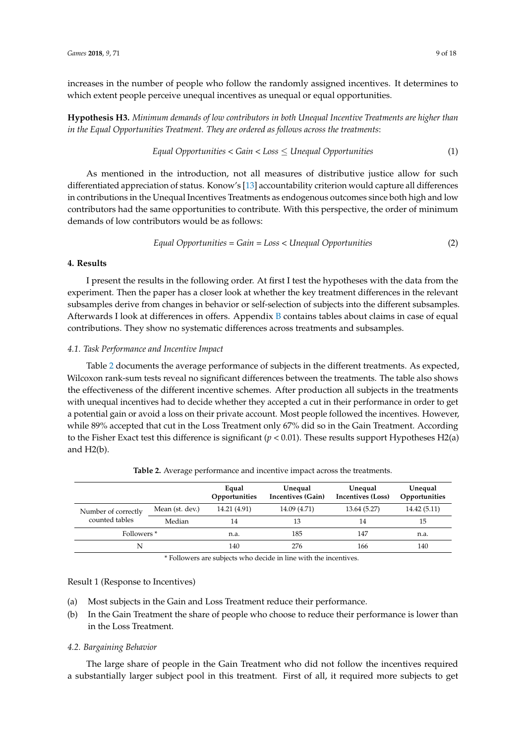increases in the number of people who follow the randomly assigned incentives. It determines to which extent people perceive unequal incentives as unequal or equal opportunities.

**Hypothesis H3.** *Minimum demands of low contributors in both Unequal Incentive Treatments are higher than in the Equal Opportunities Treatment. They are ordered as follows across the treatments*:

$$\textit{Equal Opportunities} < \textit{Gain} < \textit{Loss} \leq \textit{Unequal Opportunities} \quad (1)$$

As mentioned in the introduction, not all measures of distributive justice allow for such differentiated appreciation of status. Konow's [13] accountability criterion would capture all differences in contributions in the Unequal Incentives Treatments as endogenous outcomes since both high and low contributors had the same opportunities to contribute. With this perspective, the order of minimum demands of low contributors would be as follows:

$$\textit{Equal Opportunities} = \textit{Gain} = \textit{Loss} < \textit{Unequal Opportunities} \quad (2)$$

## 4. Results

I present the results in the following order. At first I test the hypotheses with the data from the experiment. Then the paper has a closer look at whether the key treatment differences in the relevant subsamples derive from changes in behavior or self-selection of subjects into the different subsamples. Afterwards I look at differences in offers. Appendix B contains tables about claims in case of equal contributions. They show no systematic differences across treatments and subsamples.

### 4.1. Task Performance and Incentive Impact

Table 2 documents the average performance of subjects in the different treatments. As expected, Wilcoxon rank-sum tests reveal no significant differences between the treatments. The table also shows the effectiveness of the different incentive schemes. After production all subjects in the treatments with unequal incentives had to decide whether they accepted a cut in their performance in order to get a potential gain or avoid a loss on their private account. Most people followed the incentives. However, while 89% accepted that cut in the Loss Treatment only 67% did so in the Gain Treatment. According to the Fisher Exact test this difference is significant ($p < 0.01$). These results support Hypotheses H2(a) and H2(b).

**Table 2.** Average performance and incentive impact across the treatments.

| | | Equal Opportunities | Unequal Incentives (Gain) | Unequal Incentives (Loss) | Unequal Opportunities |
|---|---|---|---|---|---|
| Number of correctly counted tables | Mean (st. dev.) | 14.21 (4.91) | 14.09 (4.71) | 13.64 (5.27) | 14.42 (5.11) |
| | Median | 14 | 13 | 14 | 15 |
| Followers * | | n.a. | 185 | 147 | n.a. |
| N | | 140 | 276 | 166 | 140 |

* Followers are subjects who decide in line with the incentives.

Result 1 (Response to Incentives)

(a) Most subjects in the Gain and Loss Treatment reduce their performance.
(b) In the Gain Treatment the share of people who choose to reduce their performance is lower than in the Loss Treatment.

### 4.2. Bargaining Behavior

The large share of people in the Gain Treatment who did not follow the incentives required a substantially larger subject pool in this treatment. First of all, it required more subjects to get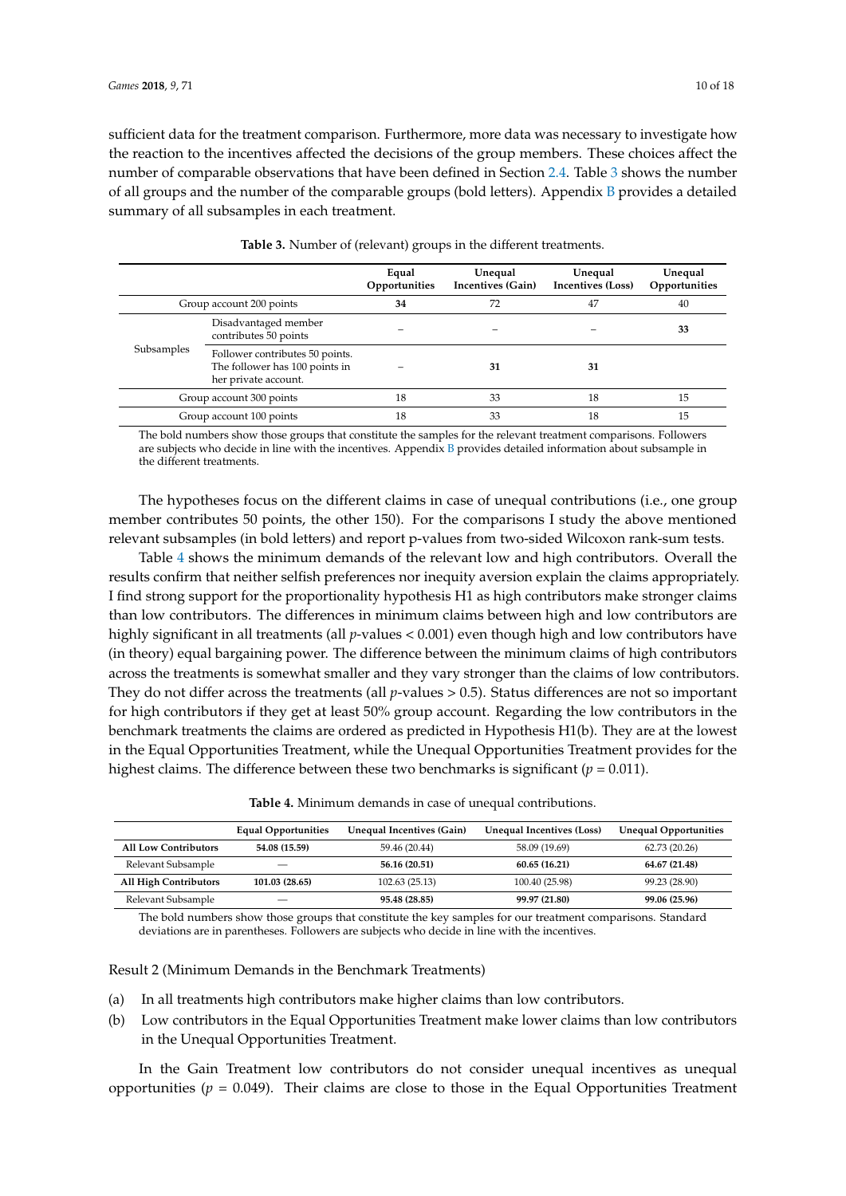sufficient data for the treatment comparison. Furthermore, more data was necessary to investigate how the reaction to the incentives affected the decisions of the group members. These choices affect the number of comparable observations that have been defined in Section 2.4. Table 3 shows the number of all groups and the number of the comparable groups (bold letters). Appendix B provides a detailed summary of all subsamples in each treatment.

**Table 3.** Number of (relevant) groups in the different treatments.

| | | Equal Opportunities | Unequal Incentives (Gain) | Unequal Incentives (Loss) | Unequal Opportunities |
|---|---|---|---|---|---|
| Group account 200 points | | **34** | 72 | 47 | 40 |
| Subsamples | Disadvantaged member contributes 50 points | – | – | – | **33** |
| | Follower contributes 50 points. The follower has 100 points in her private account. | – | **31** | **31** | |
| Group account 300 points | | 18 | 33 | 18 | 15 |
| Group account 100 points | | 18 | 33 | 18 | 15 |

The bold numbers show those groups that constitute the samples for the relevant treatment comparisons. Followers are subjects who decide in line with the incentives. Appendix B provides detailed information about subsample in the different treatments.

The hypotheses focus on the different claims in case of unequal contributions (i.e., one group member contributes 50 points, the other 150). For the comparisons I study the above mentioned relevant subsamples (in bold letters) and report p-values from two-sided Wilcoxon rank-sum tests.

Table 4 shows the minimum demands of the relevant low and high contributors. Overall the results confirm that neither selfish preferences nor inequity aversion explain the claims appropriately. I find strong support for the proportionality hypothesis H1 as high contributors make stronger claims than low contributors. The differences in minimum claims between high and low contributors are highly significant in all treatments (all $p$-values < 0.001) even though high and low contributors have (in theory) equal bargaining power. The difference between the minimum claims of high contributors across the treatments is somewhat smaller and they vary stronger than the claims of low contributors. They do not differ across the treatments (all $p$-values > 0.5). Status differences are not so important for high contributors if they get at least 50% group account. Regarding the low contributors in the benchmark treatments the claims are ordered as predicted in Hypothesis H1(b). They are at the lowest in the Equal Opportunities Treatment, while the Unequal Opportunities Treatment provides for the highest claims. The difference between these two benchmarks is significant ($p$ = 0.011).

**Table 4.** Minimum demands in case of unequal contributions.

| | Equal Opportunities | Unequal Incentives (Gain) | Unequal Incentives (Loss) | Unequal Opportunities |
|---|---|---|---|---|
| **All Low Contributors** | **54.08 (15.59)** | 59.46 (20.44) | 58.09 (19.69) | 62.73 (20.26) |
| Relevant Subsample | — | **56.16 (20.51)** | **60.65 (16.21)** | **64.67 (21.48)** |
| **All High Contributors** | **101.03 (28.65)** | 102.63 (25.13) | 100.40 (25.98) | 99.23 (28.90) |
| Relevant Subsample | — | **95.48 (28.85)** | **99.97 (21.80)** | **99.06 (25.96)** |

The bold numbers show those groups that constitute the key samples for our treatment comparisons. Standard deviations are in parentheses. Followers are subjects who decide in line with the incentives.

Result 2 (Minimum Demands in the Benchmark Treatments)

(a) In all treatments high contributors make higher claims than low contributors.
(b) Low contributors in the Equal Opportunities Treatment make lower claims than low contributors in the Unequal Opportunities Treatment.

In the Gain Treatment low contributors do not consider unequal incentives as unequal opportunities ($p$ = 0.049). Their claims are close to those in the Equal Opportunities Treatment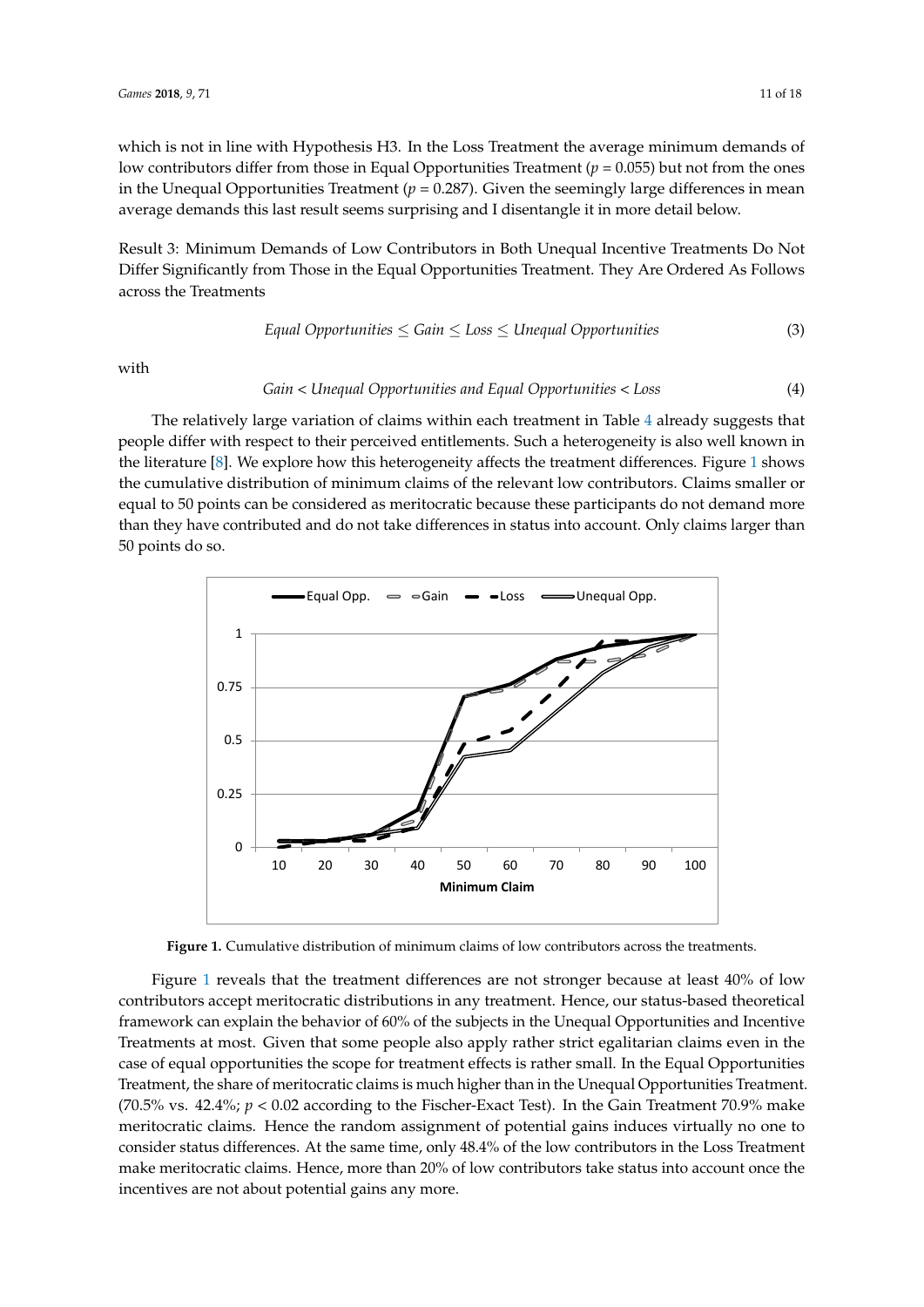which is not in line with Hypothesis H3. In the Loss Treatment the average minimum demands of low contributors differ from those in Equal Opportunities Treatment ($p = 0.055$) but not from the ones in the Unequal Opportunities Treatment ($p = 0.287$). Given the seemingly large differences in mean average demands this last result seems surprising and I disentangle it in more detail below.

Result 3: Minimum Demands of Low Contributors in Both Unequal Incentive Treatments Do Not Differ Significantly from Those in the Equal Opportunities Treatment. They Are Ordered As Follows across the Treatments

$$\text{Equal Opportunities} \leq \text{Gain} \leq \text{Loss} \leq \text{Unequal Opportunities} \tag{3}$$

with

$$\text{Gain} < \text{Unequal Opportunities and Equal Opportunities} < \text{Loss} \tag{4}$$

The relatively large variation of claims within each treatment in Table 4 already suggests that people differ with respect to their perceived entitlements. Such a heterogeneity is also well known in the literature [8]. We explore how this heterogeneity affects the treatment differences. Figure 1 shows the cumulative distribution of minimum claims of the relevant low contributors. Claims smaller or equal to 50 points can be considered as meritocratic because these participants do not demand more than they have contributed and do not take differences in status into account. Only claims larger than 50 points do so.

**Figure 1.** Cumulative distribution of minimum claims of low contributors across the treatments.

Figure 1 reveals that the treatment differences are not stronger because at least 40% of low contributors accept meritocratic distributions in any treatment. Hence, our status-based theoretical framework can explain the behavior of 60% of the subjects in the Unequal Opportunities and Incentive Treatments at most. Given that some people also apply rather strict egalitarian claims even in the case of equal opportunities the scope for treatment effects is rather small. In the Equal Opportunities Treatment, the share of meritocratic claims is much higher than in the Unequal Opportunities Treatment. (70.5% vs. 42.4%; $p < 0.02$ according to the Fischer-Exact Test). In the Gain Treatment 70.9% make meritocratic claims. Hence the random assignment of potential gains induces virtually no one to consider status differences. At the same time, only 48.4% of the low contributors in the Loss Treatment make meritocratic claims. Hence, more than 20% of low contributors take status into account once the incentives are not about potential gains any more.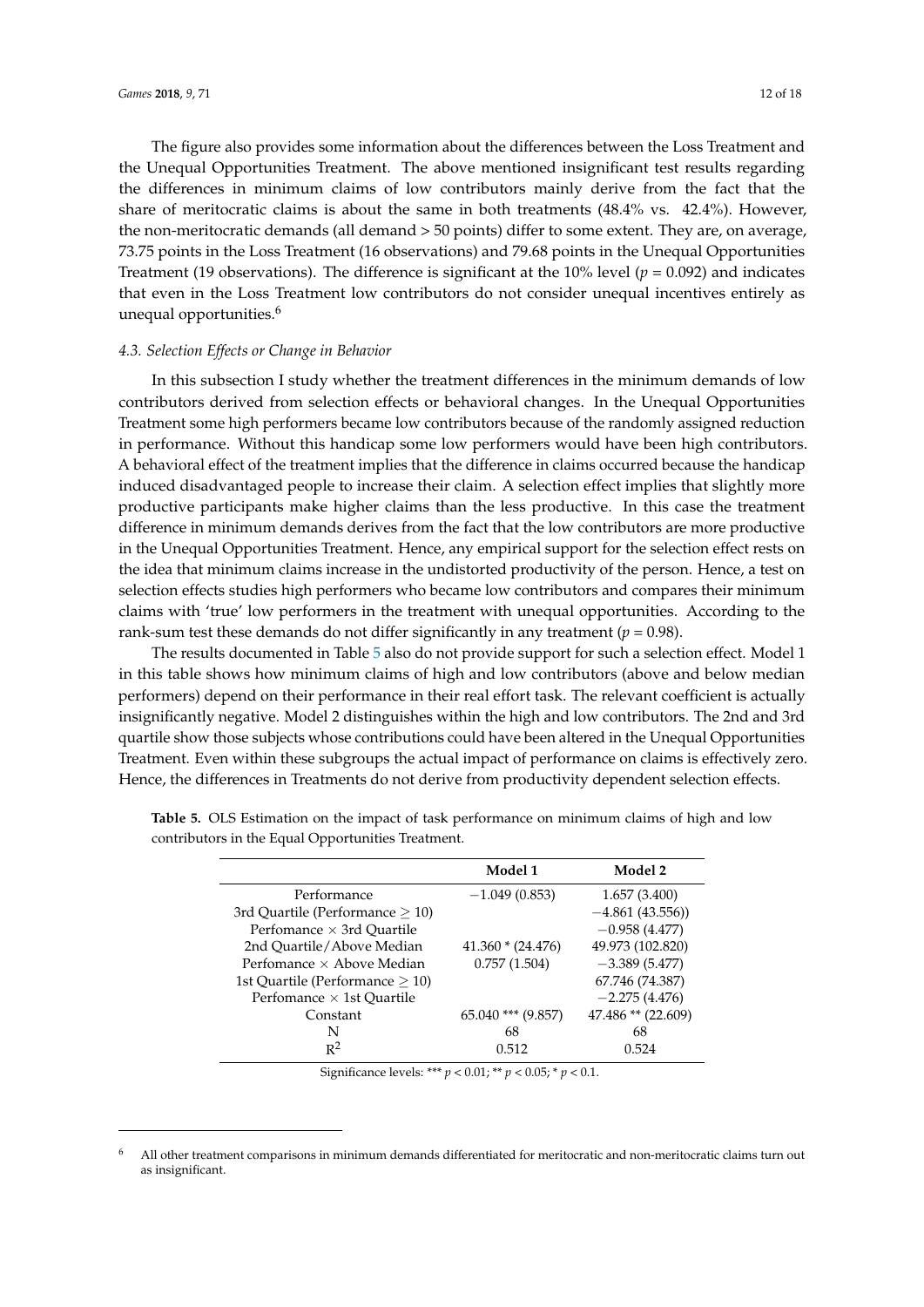The figure also provides some information about the differences between the Loss Treatment and the Unequal Opportunities Treatment. The above mentioned insignificant test results regarding the differences in minimum claims of low contributors mainly derive from the fact that the share of meritocratic claims is about the same in both treatments (48.4% vs. 42.4%). However, the non-meritocratic demands (all demand > 50 points) differ to some extent. They are, on average, 73.75 points in the Loss Treatment (16 observations) and 79.68 points in the Unequal Opportunities Treatment (19 observations). The difference is significant at the 10% level ($p = 0.092$) and indicates that even in the Loss Treatment low contributors do not consider unequal incentives entirely as unequal opportunities.[6]

### 4.3. Selection Effects or Change in Behavior

In this subsection I study whether the treatment differences in the minimum demands of low contributors derived from selection effects or behavioral changes. In the Unequal Opportunities Treatment some high performers became low contributors because of the randomly assigned reduction in performance. Without this handicap some low performers would have been high contributors. A behavioral effect of the treatment implies that the difference in claims occurred because the handicap induced disadvantaged people to increase their claim. A selection effect implies that slightly more productive participants make higher claims than the less productive. In this case the treatment difference in minimum demands derives from the fact that the low contributors are more productive in the Unequal Opportunities Treatment. Hence, any empirical support for the selection effect rests on the idea that minimum claims increase in the undistorted productivity of the person. Hence, a test on selection effects studies high performers who became low contributors and compares their minimum claims with 'true' low performers in the treatment with unequal opportunities. According to the rank-sum test these demands do not differ significantly in any treatment ($p = 0.98$).

The results documented in Table 5 also do not provide support for such a selection effect. Model 1 in this table shows how minimum claims of high and low contributors (above and below median performers) depend on their performance in their real effort task. The relevant coefficient is actually insignificantly negative. Model 2 distinguishes within the high and low contributors. The 2nd and 3rd quartile show those subjects whose contributions could have been altered in the Unequal Opportunities Treatment. Even within these subgroups the actual impact of performance on claims is effectively zero. Hence, the differences in Treatments do not derive from productivity dependent selection effects.

**Table 5.** OLS Estimation on the impact of task performance on minimum claims of high and low contributors in the Equal Opportunities Treatment.

| | Model 1 | Model 2 |
|---|---|---|
| Performance | −1.049 (0.853) | 1.657 (3.400) |
| 3rd Quartile (Performance ≥ 10) | | −4.861 (43.556)) |
| Perfomance × 3rd Quartile | | −0.958 (4.477) |
| 2nd Quartile/Above Median | 41.360 * (24.476) | 49.973 (102.820) |
| Perfomance × Above Median | 0.757 (1.504) | −3.389 (5.477) |
| 1st Quartile (Performance ≥ 10) | | 67.746 (74.387) |
| Perfomance × 1st Quartile | | −2.275 (4.476) |
| Constant | 65.040 *** (9.857) | 47.486 ** (22.609) |
| N | 68 | 68 |
| $R^2$ | 0.512 | 0.524 |

Significance levels: *** $p < 0.01$; ** $p < 0.05$; * $p < 0.1$.

[6] All other treatment comparisons in minimum demands differentiated for meritocratic and non-meritocratic claims turn out as insignificant.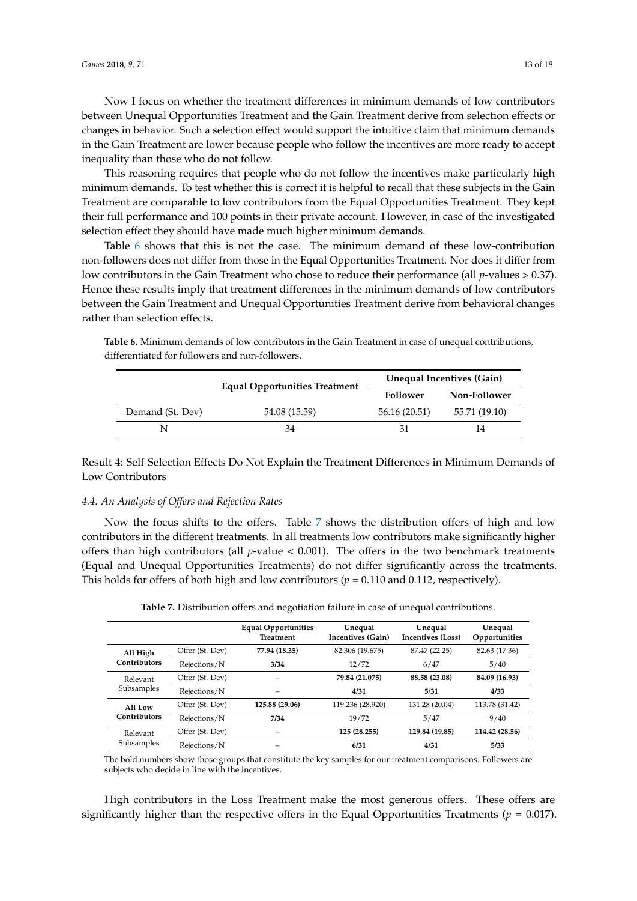Now I focus on whether the treatment differences in minimum demands of low contributors between Unequal Opportunities Treatment and the Gain Treatment derive from selection effects or changes in behavior. Such a selection effect would support the intuitive claim that minimum demands in the Gain Treatment are lower because people who follow the incentives are more ready to accept inequality than those who do not follow.

This reasoning requires that people who do not follow the incentives make particularly high minimum demands. To test whether this is correct it is helpful to recall that these subjects in the Gain Treatment are comparable to low contributors from the Equal Opportunities Treatment. They kept their full performance and 100 points in their private account. However, in case of the investigated selection effect they should have made much higher minimum demands.

Table 6 shows that this is not the case. The minimum demand of these low-contribution non-followers does not differ from those in the Equal Opportunities Treatment. Nor does it differ from low contributors in the Gain Treatment who chose to reduce their performance (all $p$-values > 0.37). Hence these results imply that treatment differences in the minimum demands of low contributors between the Gain Treatment and Unequal Opportunities Treatment derive from behavioral changes rather than selection effects.

**Table 6.** Minimum demands of low contributors in the Gain Treatment in case of unequal contributions, differentiated for followers and non-followers.

| | Equal Opportunities Treatment | Unequal Incentives (Gain) | |
|---|---|---|---|
| | | **Follower** | **Non-Follower** |
| Demand (St. Dev) | 54.08 (15.59) | 56.16 (20.51) | 55.71 (19.10) |
| N | 34 | 31 | 14 |

Result 4: Self-Selection Effects Do Not Explain the Treatment Differences in Minimum Demands of Low Contributors

### *4.4. An Analysis of Offers and Rejection Rates*

Now the focus shifts to the offers. Table 7 shows the distribution offers of high and low contributors in the different treatments. In all treatments low contributors make significantly higher offers than high contributors (all $p$-value < 0.001). The offers in the two benchmark treatments (Equal and Unequal Opportunities Treatments) do not differ significantly across the treatments. This holds for offers of both high and low contributors ($p$ = 0.110 and 0.112, respectively).

**Table 7.** Distribution offers and negotiation failure in case of unequal contributions.

| | | Equal Opportunities Treatment | Unequal Incentives (Gain) | Unequal Incentives (Loss) | Unequal Opportunities |
|---|---|---|---|---|---|
| **All High Contributors** | Offer (St. Dev) | **77.94 (18.35)** | 82.306 (19.675) | 87.47 (22.25) | 82.63 (17.36) |
| | Rejections/N | **3/34** | 12/72 | 6/47 | 5/40 |
| Relevant Subsamples | Offer (St. Dev) | – | **79.84 (21.075)** | **88.58 (23.08)** | **84.09 (16.93)** |
| | Rejections/N | – | **4/31** | **5/31** | **4/33** |
| **All Low Contributors** | Offer (St. Dev) | **125.88 (29.06)** | 119.236 (28.920) | 131.28 (20.04) | 113.78 (31.42) |
| | Rejections/N | **7/34** | 19/72 | 5/47 | 9/40 |
| Relevant Subsamples | Offer (St. Dev) | – | **125 (28.255)** | **129.84 (19.85)** | **114.42 (28.56)** |
| | Rejections/N | – | **6/31** | **4/31** | **5/33** |

The bold numbers show those groups that constitute the key samples for our treatment comparisons. Followers are subjects who decide in line with the incentives.

High contributors in the Loss Treatment make the most generous offers. These offers are significantly higher than the respective offers in the Equal Opportunities Treatments ($p$ = 0.017).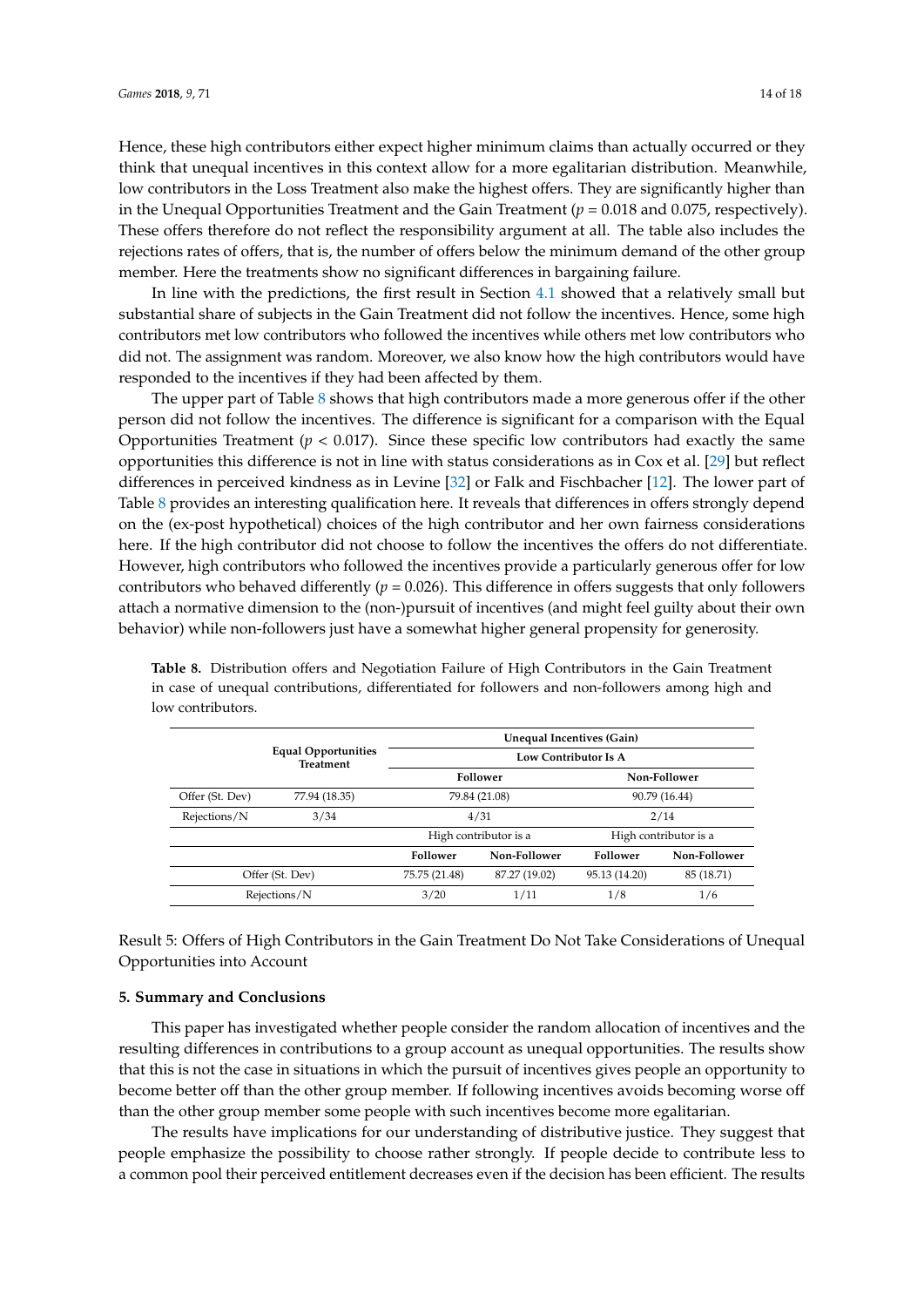Hence, these high contributors either expect higher minimum claims than actually occurred or they think that unequal incentives in this context allow for a more egalitarian distribution. Meanwhile, low contributors in the Loss Treatment also make the highest offers. They are significantly higher than in the Unequal Opportunities Treatment and the Gain Treatment ($p = 0.018$ and $0.075$, respectively). These offers therefore do not reflect the responsibility argument at all. The table also includes the rejections rates of offers, that is, the number of offers below the minimum demand of the other group member. Here the treatments show no significant differences in bargaining failure.

In line with the predictions, the first result in Section 4.1 showed that a relatively small but substantial share of subjects in the Gain Treatment did not follow the incentives. Hence, some high contributors met low contributors who followed the incentives while others met low contributors who did not. The assignment was random. Moreover, we also know how the high contributors would have responded to the incentives if they had been affected by them.

The upper part of Table 8 shows that high contributors made a more generous offer if the other person did not follow the incentives. The difference is significant for a comparison with the Equal Opportunities Treatment ($p < 0.017$). Since these specific low contributors had exactly the same opportunities this difference is not in line with status considerations as in Cox et al. [29] but reflect differences in perceived kindness as in Levine [32] or Falk and Fischbacher [12]. The lower part of Table 8 provides an interesting qualification here. It reveals that differences in offers strongly depend on the (ex-post hypothetical) choices of the high contributor and her own fairness considerations here. If the high contributor did not choose to follow the incentives the offers do not differentiate. However, high contributors who followed the incentives provide a particularly generous offer for low contributors who behaved differently ($p = 0.026$). This difference in offers suggests that only followers attach a normative dimension to the (non-)pursuit of incentives (and might feel guilty about their own behavior) while non-followers just have a somewhat higher general propensity for generosity.

**Table 8.** Distribution offers and Negotiation Failure of High Contributors in the Gain Treatment in case of unequal contributions, differentiated for followers and non-followers among high and low contributors.

| | Equal Opportunities Treatment | Unequal Incentives (Gain) | | | |
|---|---|---|---|---|---|
| | | Low Contributor Is A | | | |
| | | Follower | | Non-Follower | |
| Offer (St. Dev) | 77.94 (18.35) | 79.84 (21.08) | | 90.79 (16.44) | |
| Rejections/N | 3/34 | 4/31 | | 2/14 | |
| | | High contributor is a | | High contributor is a | |
| | | Follower | Non-Follower | Follower | Non-Follower |
| Offer (St. Dev) | | 75.75 (21.48) | 87.27 (19.02) | 95.13 (14.20) | 85 (18.71) |
| Rejections/N | | 3/20 | 1/11 | 1/8 | 1/6 |

Result 5: Offers of High Contributors in the Gain Treatment Do Not Take Considerations of Unequal Opportunities into Account

## 5. Summary and Conclusions

This paper has investigated whether people consider the random allocation of incentives and the resulting differences in contributions to a group account as unequal opportunities. The results show that this is not the case in situations in which the pursuit of incentives gives people an opportunity to become better off than the other group member. If following incentives avoids becoming worse off than the other group member some people with such incentives become more egalitarian.

The results have implications for our understanding of distributive justice. They suggest that people emphasize the possibility to choose rather strongly. If people decide to contribute less to a common pool their perceived entitlement decreases even if the decision has been efficient. The results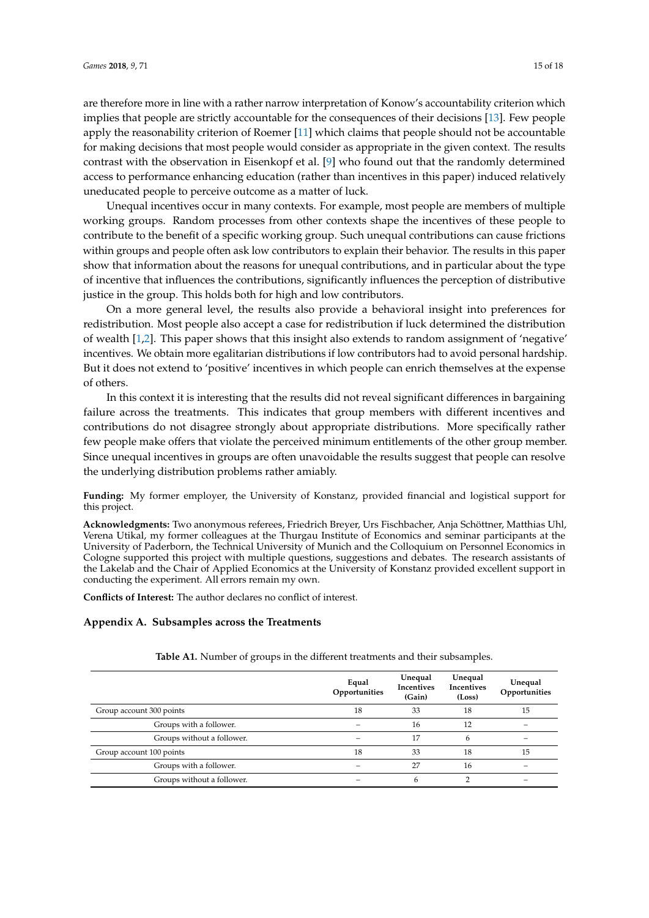are therefore more in line with a rather narrow interpretation of Konow's accountability criterion which implies that people are strictly accountable for the consequences of their decisions [13]. Few people apply the reasonability criterion of Roemer [11] which claims that people should not be accountable for making decisions that most people would consider as appropriate in the given context. The results contrast with the observation in Eisenkopf et al. [9] who found out that the randomly determined access to performance enhancing education (rather than incentives in this paper) induced relatively uneducated people to perceive outcome as a matter of luck.

Unequal incentives occur in many contexts. For example, most people are members of multiple working groups. Random processes from other contexts shape the incentives of these people to contribute to the benefit of a specific working group. Such unequal contributions can cause frictions within groups and people often ask low contributors to explain their behavior. The results in this paper show that information about the reasons for unequal contributions, and in particular about the type of incentive that influences the contributions, significantly influences the perception of distributive justice in the group. This holds both for high and low contributors.

On a more general level, the results also provide a behavioral insight into preferences for redistribution. Most people also accept a case for redistribution if luck determined the distribution of wealth [1,2]. This paper shows that this insight also extends to random assignment of 'negative' incentives. We obtain more egalitarian distributions if low contributors had to avoid personal hardship. But it does not extend to 'positive' incentives in which people can enrich themselves at the expense of others.

In this context it is interesting that the results did not reveal significant differences in bargaining failure across the treatments. This indicates that group members with different incentives and contributions do not disagree strongly about appropriate distributions. More specifically rather few people make offers that violate the perceived minimum entitlements of the other group member. Since unequal incentives in groups are often unavoidable the results suggest that people can resolve the underlying distribution problems rather amiably.

**Funding:** My former employer, the University of Konstanz, provided financial and logistical support for this project.

**Acknowledgments:** Two anonymous referees, Friedrich Breyer, Urs Fischbacher, Anja Schöttner, Matthias Uhl, Verena Utikal, my former colleagues at the Thurgau Institute of Economics and seminar participants at the University of Paderborn, the Technical University of Munich and the Colloquium on Personnel Economics in Cologne supported this project with multiple questions, suggestions and debates. The research assistants of the Lakelab and the Chair of Applied Economics at the University of Konstanz provided excellent support in conducting the experiment. All errors remain my own.

**Conflicts of Interest:** The author declares no conflict of interest.

## Appendix A. Subsamples across the Treatments

**Table A1.** Number of groups in the different treatments and their subsamples.

| | Equal Opportunities | Unequal Incentives (Gain) | Unequal Incentives (Loss) | Unequal Opportunities |
|---|---|---|---|---|
| Group account 300 points | 18 | 33 | 18 | 15 |
| Groups with a follower. | – | 16 | 12 | – |
| Groups without a follower. | – | 17 | 6 | – |
| Group account 100 points | 18 | 33 | 18 | 15 |
| Groups with a follower. | – | 27 | 16 | – |
| Groups without a follower. | – | 6 | 2 | – |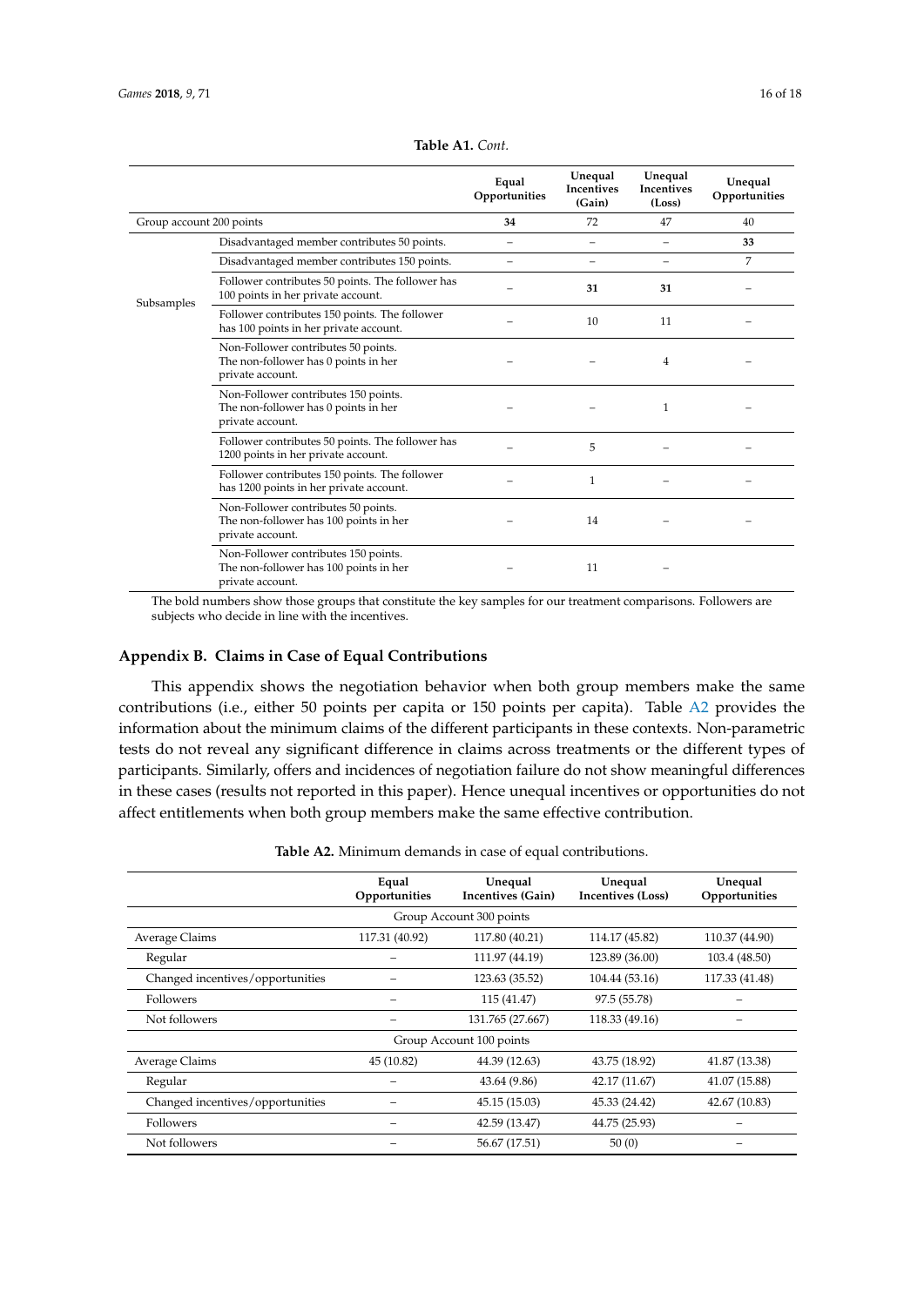**Table A1.** *Cont.*

| | | Equal Opportunities | Unequal Incentives (Gain) | Unequal Incentives (Loss) | Unequal Opportunities |
|---|---|---|---|---|---|
| Group account 200 points | | **34** | 72 | 47 | 40 |
| Subsamples | Disadvantaged member contributes 50 points. | – | – | – | **33** |
| | Disadvantaged member contributes 150 points. | – | – | – | 7 |
| | Follower contributes 50 points. The follower has 100 points in her private account. | – | **31** | **31** | – |
| | Follower contributes 150 points. The follower has 100 points in her private account. | – | 10 | 11 | – |
| | Non-Follower contributes 50 points. The non-follower has 0 points in her private account. | – | – | 4 | – |
| | Non-Follower contributes 150 points. The non-follower has 0 points in her private account. | – | – | 1 | – |
| | Follower contributes 50 points. The follower has 1200 points in her private account. | – | 5 | – | – |
| | Follower contributes 150 points. The follower has 1200 points in her private account. | – | 1 | – | – |
| | Non-Follower contributes 50 points. The non-follower has 100 points in her private account. | – | 14 | – | – |
| | Non-Follower contributes 150 points. The non-follower has 100 points in her private account. | – | 11 | – | |

The bold numbers show those groups that constitute the key samples for our treatment comparisons. Followers are subjects who decide in line with the incentives.

## Appendix B. Claims in Case of Equal Contributions

This appendix shows the negotiation behavior when both group members make the same contributions (i.e., either 50 points per capita or 150 points per capita). Table A2 provides the information about the minimum claims of the different participants in these contexts. Non-parametric tests do not reveal any significant difference in claims across treatments or the different types of participants. Similarly, offers and incidences of negotiation failure do not show meaningful differences in these cases (results not reported in this paper). Hence unequal incentives or opportunities do not affect entitlements when both group members make the same effective contribution.

**Table A2.** Minimum demands in case of equal contributions.

| | Equal Opportunities | Unequal Incentives (Gain) | Unequal Incentives (Loss) | Unequal Opportunities |
|---|---|---|---|---|
| | | Group Account 300 points | | |
| Average Claims | 117.31 (40.92) | 117.80 (40.21) | 114.17 (45.82) | 110.37 (44.90) |
| Regular | – | 111.97 (44.19) | 123.89 (36.00) | 103.4 (48.50) |
| Changed incentives/opportunities | – | 123.63 (35.52) | 104.44 (53.16) | 117.33 (41.48) |
| Followers | – | 115 (41.47) | 97.5 (55.78) | – |
| Not followers | – | 131.765 (27.667) | 118.33 (49.16) | – |
| | | Group Account 100 points | | |
| Average Claims | 45 (10.82) | 44.39 (12.63) | 43.75 (18.92) | 41.87 (13.38) |
| Regular | – | 43.64 (9.86) | 42.17 (11.67) | 41.07 (15.88) |
| Changed incentives/opportunities | – | 45.15 (15.03) | 45.33 (24.42) | 42.67 (10.83) |
| Followers | – | 42.59 (13.47) | 44.75 (25.93) | – |
| Not followers | – | 56.67 (17.51) | 50 (0) | – |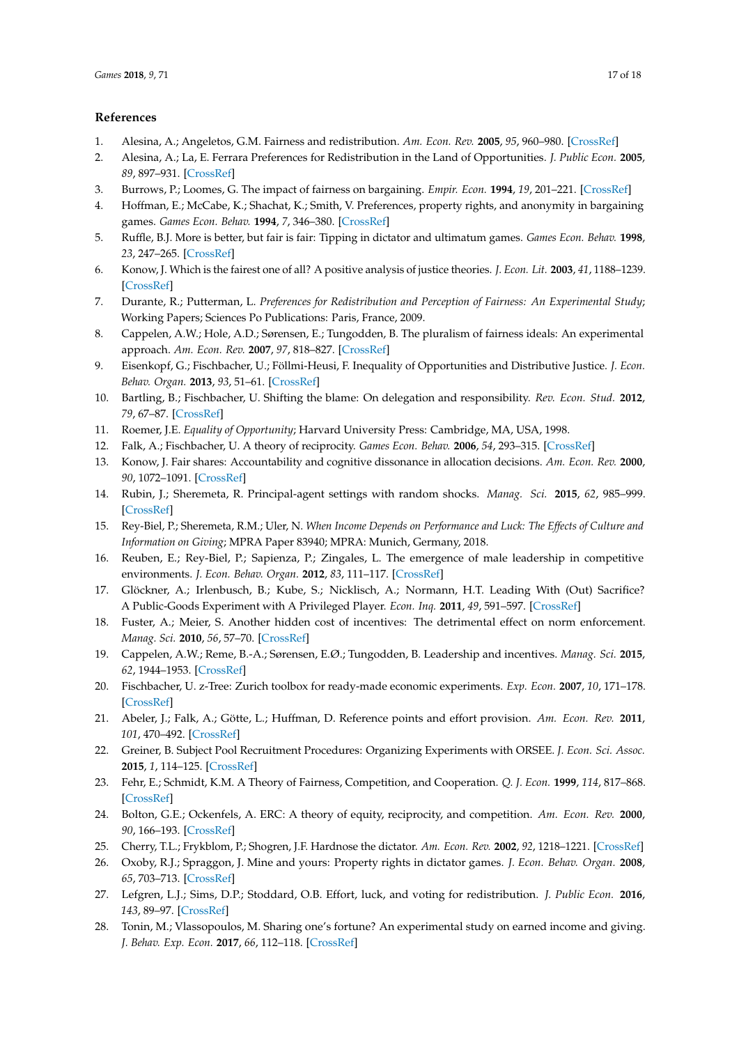## References

1. Alesina, A.; Angeletos, G.M. Fairness and redistribution. *Am. Econ. Rev.* **2005**, *95*, 960–980. [CrossRef]
2. Alesina, A.; La, E. Ferrara Preferences for Redistribution in the Land of Opportunities. *J. Public Econ.* **2005**, *89*, 897–931. [CrossRef]
3. Burrows, P.; Loomes, G. The impact of fairness on bargaining. *Empir. Econ.* **1994**, *19*, 201–221. [CrossRef]
4. Hoffman, E.; McCabe, K.; Shachat, K.; Smith, V. Preferences, property rights, and anonymity in bargaining games. *Games Econ. Behav.* **1994**, *7*, 346–380. [CrossRef]
5. Ruffle, B.J. More is better, but fair is fair: Tipping in dictator and ultimatum games. *Games Econ. Behav.* **1998**, *23*, 247–265. [CrossRef]
6. Konow, J. Which is the fairest one of all? A positive analysis of justice theories. *J. Econ. Lit.* **2003**, *41*, 1188–1239. [CrossRef]
7. Durante, R.; Putterman, L. *Preferences for Redistribution and Perception of Fairness: An Experimental Study*; Working Papers; Sciences Po Publications: Paris, France, 2009.
8. Cappelen, A.W.; Hole, A.D.; Sørensen, E.; Tungodden, B. The pluralism of fairness ideals: An experimental approach. *Am. Econ. Rev.* **2007**, *97*, 818–827. [CrossRef]
9. Eisenkopf, G.; Fischbacher, U.; Föllmi-Heusi, F. Inequality of Opportunities and Distributive Justice. *J. Econ. Behav. Organ.* **2013**, *93*, 51–61. [CrossRef]
10. Bartling, B.; Fischbacher, U. Shifting the blame: On delegation and responsibility. *Rev. Econ. Stud.* **2012**, *79*, 67–87. [CrossRef]
11. Roemer, J.E. *Equality of Opportunity*; Harvard University Press: Cambridge, MA, USA, 1998.
12. Falk, A.; Fischbacher, U. A theory of reciprocity. *Games Econ. Behav.* **2006**, *54*, 293–315. [CrossRef]
13. Konow, J. Fair shares: Accountability and cognitive dissonance in allocation decisions. *Am. Econ. Rev.* **2000**, *90*, 1072–1091. [CrossRef]
14. Rubin, J.; Sheremeta, R. Principal-agent settings with random shocks. *Manag. Sci.* **2015**, *62*, 985–999. [CrossRef]
15. Rey-Biel, P.; Sheremeta, R.M.; Uler, N. *When Income Depends on Performance and Luck: The Effects of Culture and Information on Giving*; MPRA Paper 83940; MPRA: Munich, Germany, 2018.
16. Reuben, E.; Rey-Biel, P.; Sapienza, P.; Zingales, L. The emergence of male leadership in competitive environments. *J. Econ. Behav. Organ.* **2012**, *83*, 111–117. [CrossRef]
17. Glöckner, A.; Irlenbusch, B.; Kube, S.; Nicklisch, A.; Normann, H.T. Leading With (Out) Sacrifice? A Public-Goods Experiment with A Privileged Player. *Econ. Inq.* **2011**, *49*, 591–597. [CrossRef]
18. Fuster, A.; Meier, S. Another hidden cost of incentives: The detrimental effect on norm enforcement. *Manag. Sci.* **2010**, *56*, 57–70. [CrossRef]
19. Cappelen, A.W.; Reme, B.-A.; Sørensen, E.Ø.; Tungodden, B. Leadership and incentives. *Manag. Sci.* **2015**, *62*, 1944–1953. [CrossRef]
20. Fischbacher, U. z-Tree: Zurich toolbox for ready-made economic experiments. *Exp. Econ.* **2007**, *10*, 171–178. [CrossRef]
21. Abeler, J.; Falk, A.; Götte, L.; Huffman, D. Reference points and effort provision. *Am. Econ. Rev.* **2011**, *101*, 470–492. [CrossRef]
22. Greiner, B. Subject Pool Recruitment Procedures: Organizing Experiments with ORSEE. *J. Econ. Sci. Assoc.* **2015**, *1*, 114–125. [CrossRef]
23. Fehr, E.; Schmidt, K.M. A Theory of Fairness, Competition, and Cooperation. *Q. J. Econ.* **1999**, *114*, 817–868. [CrossRef]
24. Bolton, G.E.; Ockenfels, A. ERC: A theory of equity, reciprocity, and competition. *Am. Econ. Rev.* **2000**, *90*, 166–193. [CrossRef]
25. Cherry, T.L.; Frykblom, P.; Shogren, J.F. Hardnose the dictator. *Am. Econ. Rev.* **2002**, *92*, 1218–1221. [CrossRef]
26. Oxoby, R.J.; Spraggon, J. Mine and yours: Property rights in dictator games. *J. Econ. Behav. Organ.* **2008**, *65*, 703–713. [CrossRef]
27. Lefgren, L.J.; Sims, D.P.; Stoddard, O.B. Effort, luck, and voting for redistribution. *J. Public Econ.* **2016**, *143*, 89–97. [CrossRef]
28. Tonin, M.; Vlassopoulos, M. Sharing one's fortune? An experimental study on earned income and giving. *J. Behav. Exp. Econ.* **2017**, *66*, 112–118. [CrossRef]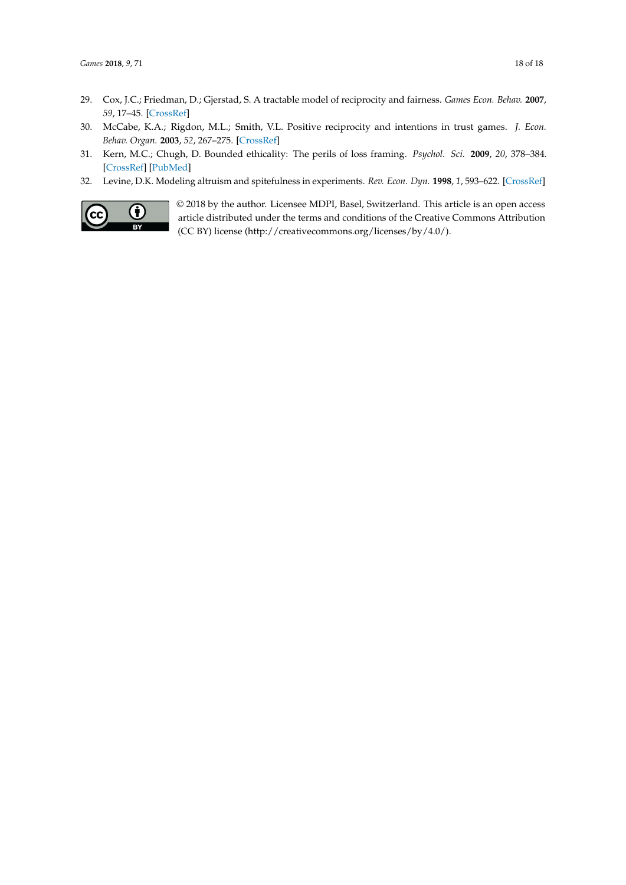29. Cox, J.C.; Friedman, D.; Gjerstad, S. A tractable model of reciprocity and fairness. *Games Econ. Behav.* **2007**, *59*, 17–45. [CrossRef]
30. McCabe, K.A.; Rigdon, M.L.; Smith, V.L. Positive reciprocity and intentions in trust games. *J. Econ. Behav. Organ.* **2003**, *52*, 267–275. [CrossRef]
31. Kern, M.C.; Chugh, D. Bounded ethicality: The perils of loss framing. *Psychol. Sci.* **2009**, *20*, 378–384. [CrossRef] [PubMed]
32. Levine, D.K. Modeling altruism and spitefulness in experiments. *Rev. Econ. Dyn.* **1998**, *1*, 593–622. [CrossRef]

© 2018 by the author. Licensee MDPI, Basel, Switzerland. This article is an open access article distributed under the terms and conditions of the Creative Commons Attribution (CC BY) license (http://creativecommons.org/licenses/by/4.0/).